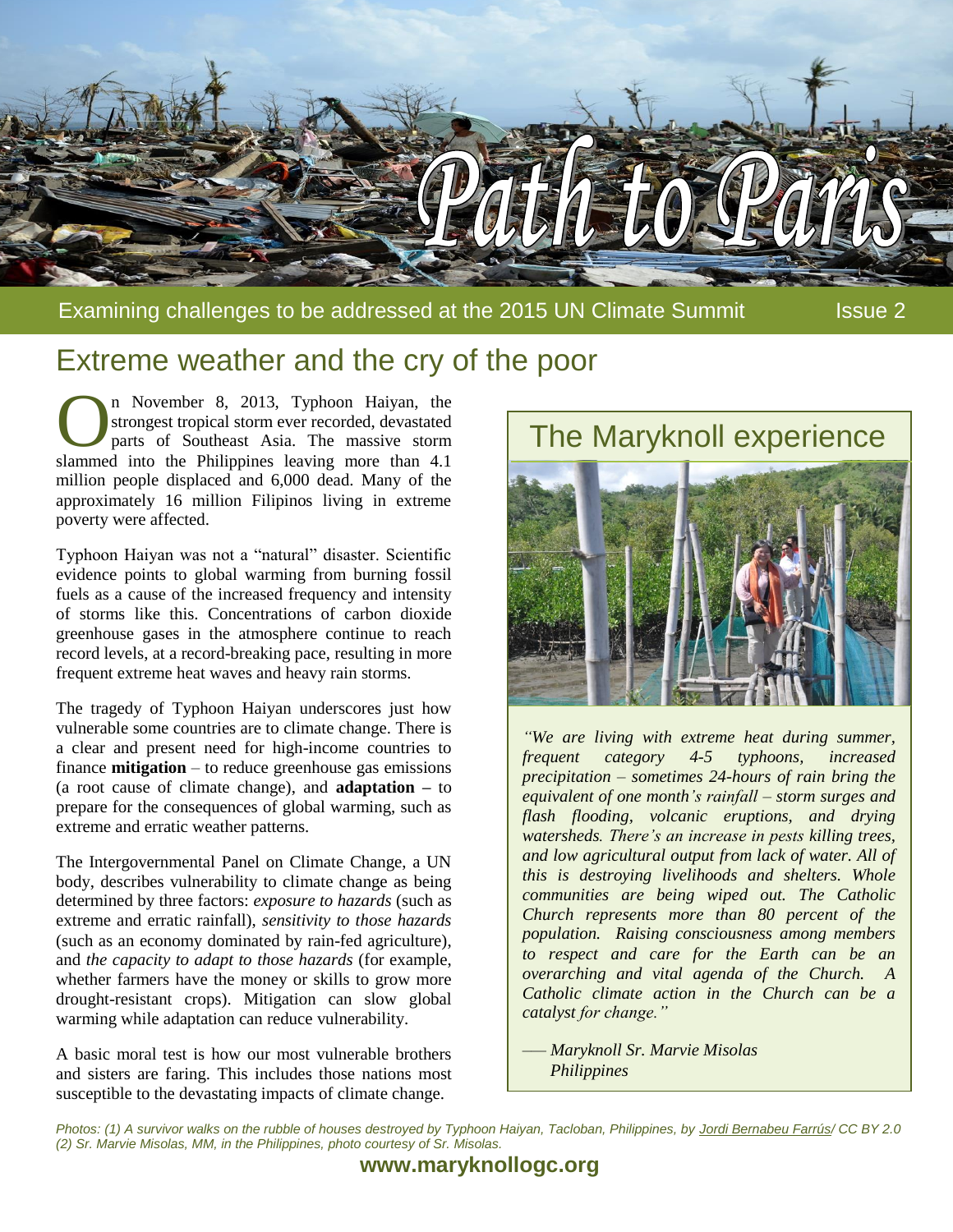# Path to Paris

Examining challenges to be addressed at the 2015 UN Climate Summit — Issue 2

## Extreme weather and the cry of the poor

On November 8, 2013, Typhoon Haiyan, the strongest tropical storm ever recorded, devastated parts of Southeast Asia. The massive storm slammed into the Philippines leaving more than 4.1 million people displaced and 6,000 dead. Many of the approximately 16 million Filipinos living in extreme poverty were affected.

Typhoon Haiyan was not a "natural" disaster. Scientific evidence points to global warming from burning fossil fuels as a cause of the increased frequency and intensity of storms like this. Concentrations of carbon dioxide greenhouse gases in the atmosphere continue to reach record levels, at a record-breaking pace, resulting in more frequent extreme heat waves and heavy rain storms.

The tragedy of Typhoon Haiyan underscores just how vulnerable some countries are to climate change. There is a clear and present need for high-income countries to finance **mitigation** – to reduce greenhouse gas emissions (a root cause of climate change), and **adaptation** – to prepare for the consequences of global warming, such as extreme and erratic weather patterns.

The Intergovernmental Panel on Climate Change, a UN body, describes vulnerability to climate change as being determined by three factors: *exposure to hazards* (such as extreme and erratic rainfall), *sensitivity to those hazards* (such as an economy dominated by rain-fed agriculture), and *the capacity to adapt to those hazards* (for example, whether farmers have the money or skills to grow more drought-resistant crops). Mitigation can slow global warming while adaptation can reduce vulnerability.

A basic moral test is how our most vulnerable brothers and sisters are faring. This includes those nations most susceptible to the devastating impacts of climate change.

### The Maryknoll experience

*"We are living with extreme heat during summer, frequent category 4-5 typhoons, increased precipitation – sometimes 24-hours of rain bring the equivalent of one month's rainfall – storm surges and flash flooding, volcanic eruptions, and drying watersheds. There's an increase in pests killing trees, and low agricultural output from lack of water. All of this is destroying livelihoods and shelters. Whole communities are being wiped out. The Catholic Church represents more than 80 percent of the population. Raising consciousness among members to respect and care for the Earth can be an overarching and vital agenda of the Church. A Catholic climate action in the Church can be a catalyst for change."*

— *Maryknoll Sr. Marvie Misolas*
*Philippines*

*Photos: (1) A survivor walks on the rubble of houses destroyed by Typhoon Haiyan, Tacloban, Philippines, by Jordi Bernabeu Farrús/ CC BY 2.0 (2) Sr. Marvie Misolas, MM, in the Philippines, photo courtesy of Sr. Misolas.*

**www.maryknollogc.org**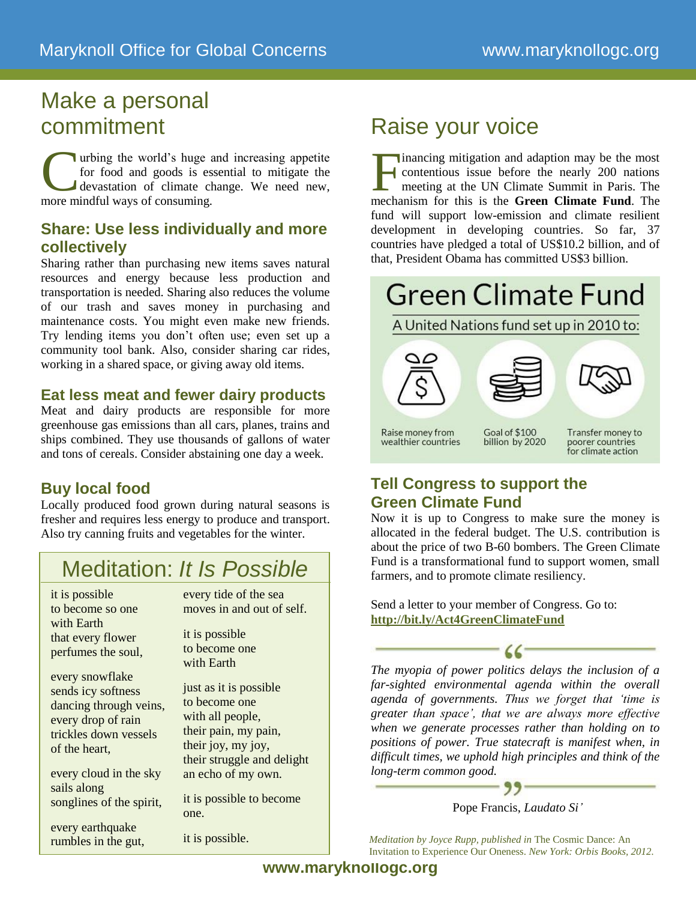# Make a personal commitment

Curbing the world's huge and increasing appetite for food and goods is essential to mitigate the devastation of climate change. We need new, more mindful ways of consuming.

### Share: Use less individually and more collectively

Sharing rather than purchasing new items saves natural resources and energy because less production and transportation is needed. Sharing also reduces the volume of our trash and saves money in purchasing and maintenance costs. You might even make new friends. Try lending items you don't often use; even set up a community tool bank. Also, consider sharing car rides, working in a shared space, or giving away old items.

### Eat less meat and fewer dairy products

Meat and dairy products are responsible for more greenhouse gas emissions than all cars, planes, trains and ships combined. They use thousands of gallons of water and tons of cereals. Consider abstaining one day a week.

### Buy local food

Locally produced food grown during natural seasons is fresher and requires less energy to produce and transport. Also try canning fruits and vegetables for the winter.

## Meditation: *It Is Possible*

it is possible
to become so one
with Earth
that every flower
perfumes the soul,

every snowflake
sends icy softness
dancing through veins,
every drop of rain
trickles down vessels
of the heart,

every cloud in the sky
sails along
songlines of the spirit,

every earthquake
rumbles in the gut,

every tide of the sea
moves in and out of self.

it is possible
to become one
with Earth

just as it is possible
to become one
with all people,
their pain, my pain,
their joy, my joy,
their struggle and delight
an echo of my own.

it is possible to become
one.

it is possible.

*Meditation by Joyce Rupp, published in* The Cosmic Dance: An Invitation to Experience Our Oneness. *New York: Orbis Books, 2012.*

# Raise your voice

Financing mitigation and adaption may be the most contentious issue before the nearly 200 nations meeting at the UN Climate Summit in Paris. The mechanism for this is the **Green Climate Fund**. The fund will support low-emission and climate resilient development in developing countries. So far, 37 countries have pledged a total of US$10.2 billion, and of that, President Obama has committed US$3 billion.

Green Climate Fund

A United Nations fund set up in 2010 to:

Raise money from wealthier countries

Goal of $100 billion by 2020

Transfer money to poorer countries for climate action

### Tell Congress to support the Green Climate Fund

Now it is up to Congress to make sure the money is allocated in the federal budget. The U.S. contribution is about the price of two B-60 bombers. The Green Climate Fund is a transformational fund to support women, small farmers, and to promote climate resiliency.

Send a letter to your member of Congress. Go to: **http://bit.ly/Act4GreenClimateFund**

> *The myopia of power politics delays the inclusion of a far-sighted environmental agenda within the overall agenda of governments. Thus we forget that 'time is greater than space', that we are always more effective when we generate processes rather than holding on to positions of power. True statecraft is manifest when, in difficult times, we uphold high principles and think of the long-term common good.*
>
> Pope Francis, *Laudato Si'*

www.maryknollogc.org